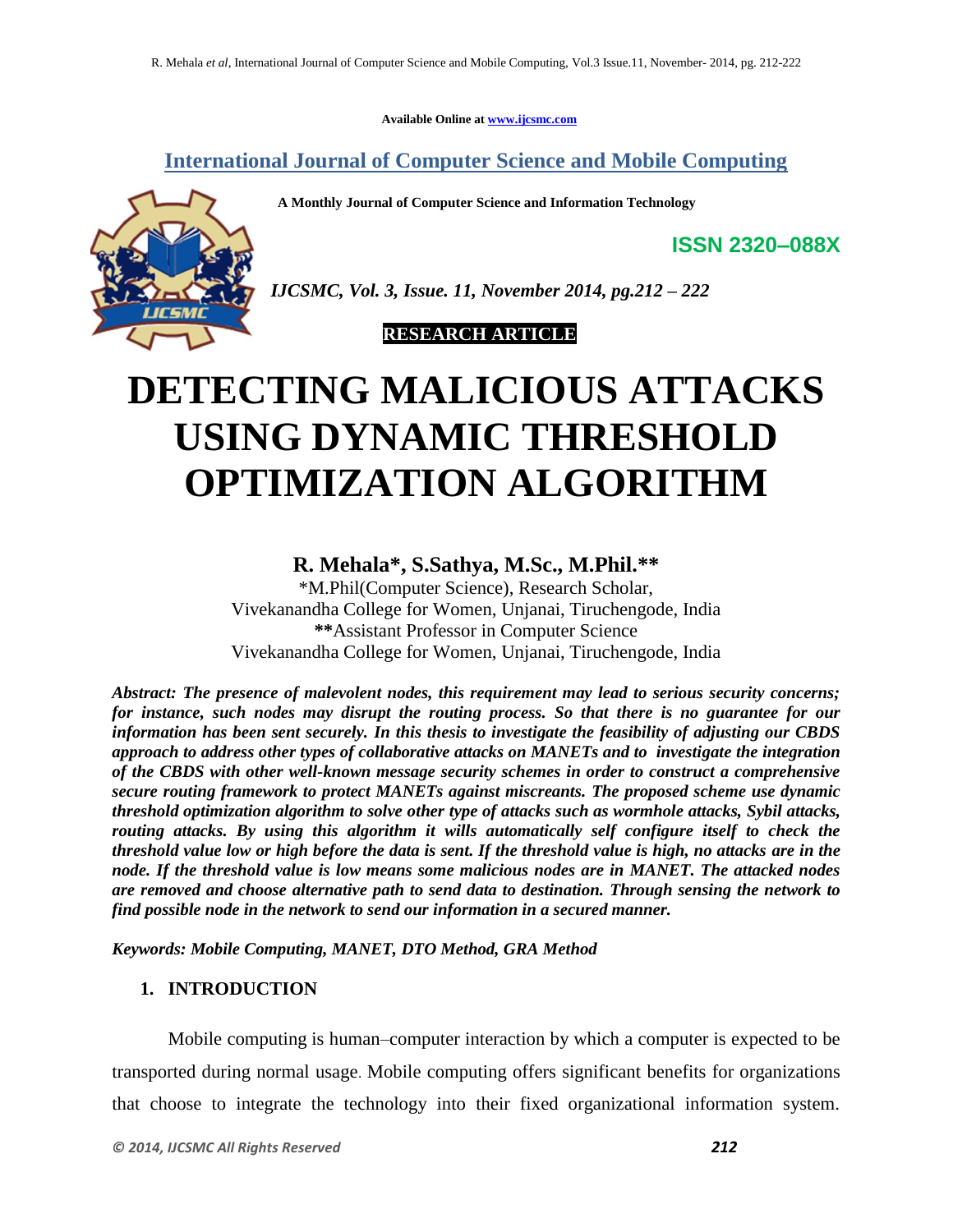Available Online at www.ijcsmc.com

## International Journal of Computer Science and Mobile Computing

**A Monthly Journal of Computer Science and Information Technology**

**ISSN 2320–088X**

*IJCSMC, Vol. 3, Issue. 11, November 2014, pg.212 – 222*

**RESEARCH ARTICLE**

# DETECTING MALICIOUS ATTACKS USING DYNAMIC THRESHOLD OPTIMIZATION ALGORITHM

**R. Mehala*, S.Sathya, M.Sc., M.Phil.****

*M.Phil(Computer Science), Research Scholar,
Vivekanandha College for Women, Unjanai, Tiruchengode, India
**Assistant Professor in Computer Science
Vivekanandha College for Women, Unjanai, Tiruchengode, India

***Abstract: The presence of malevolent nodes, this requirement may lead to serious security concerns; for instance, such nodes may disrupt the routing process. So that there is no guarantee for our information has been sent securely. In this thesis to investigate the feasibility of adjusting our CBDS approach to address other types of collaborative attacks on MANETs and to investigate the integration of the CBDS with other well-known message security schemes in order to construct a comprehensive secure routing framework to protect MANETs against miscreants. The proposed scheme use dynamic threshold optimization algorithm to solve other type of attacks such as wormhole attacks, Sybil attacks, routing attacks. By using this algorithm it wills automatically self configure itself to check the threshold value low or high before the data is sent. If the threshold value is high, no attacks are in the node. If the threshold value is low means some malicious nodes are in MANET. The attacked nodes are removed and choose alternative path to send data to destination. Through sensing the network to find possible node in the network to send our information in a secured manner.***

***Keywords: Mobile Computing, MANET, DTO Method, GRA Method***

## 1. INTRODUCTION

Mobile computing is human–computer interaction by which a computer is expected to be transported during normal usage. Mobile computing offers significant benefits for organizations that choose to integrate the technology into their fixed organizational information system.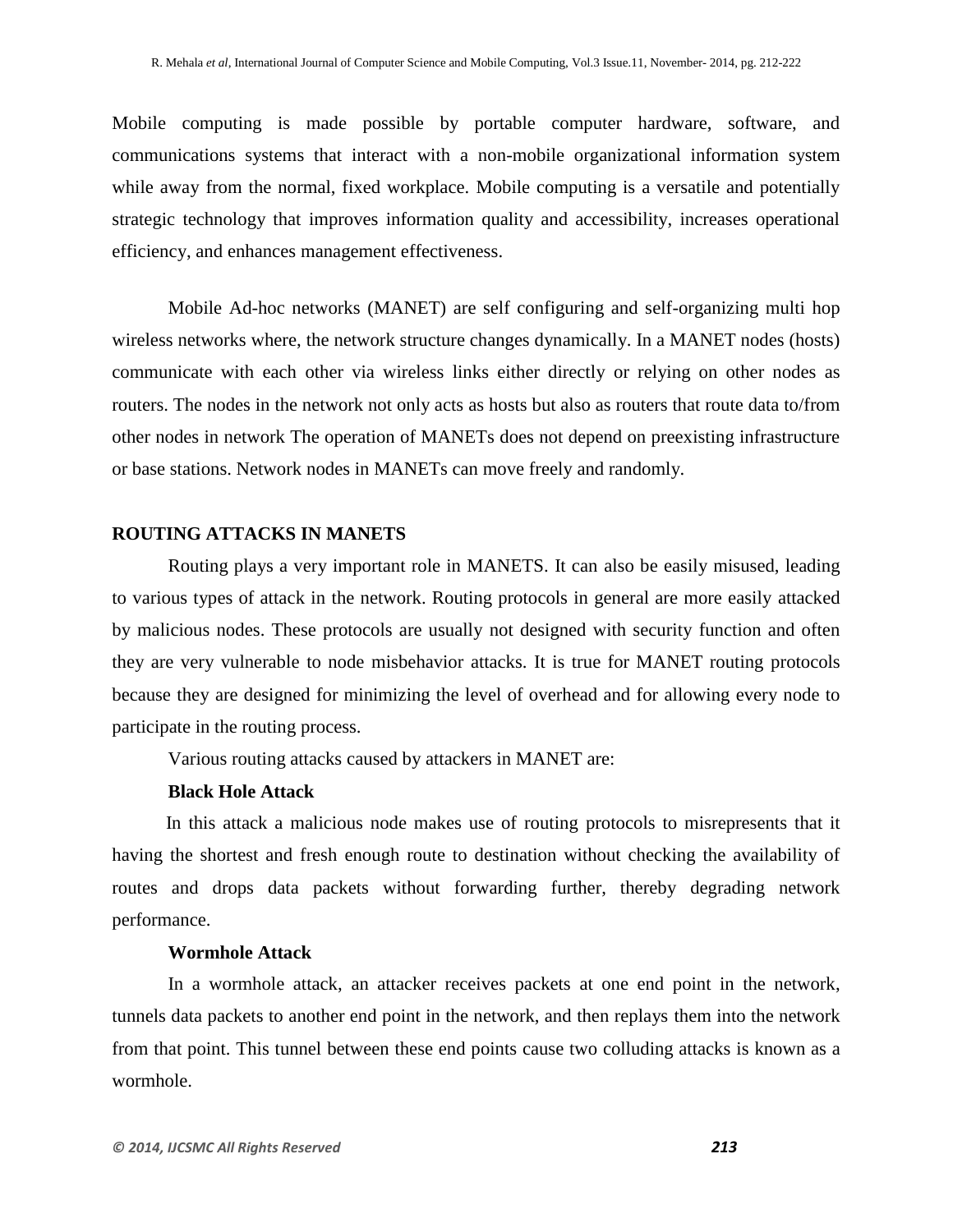Mobile computing is made possible by portable computer hardware, software, and communications systems that interact with a non-mobile organizational information system while away from the normal, fixed workplace. Mobile computing is a versatile and potentially strategic technology that improves information quality and accessibility, increases operational efficiency, and enhances management effectiveness.

Mobile Ad-hoc networks (MANET) are self configuring and self-organizing multi hop wireless networks where, the network structure changes dynamically. In a MANET nodes (hosts) communicate with each other via wireless links either directly or relying on other nodes as routers. The nodes in the network not only acts as hosts but also as routers that route data to/from other nodes in network The operation of MANETs does not depend on preexisting infrastructure or base stations. Network nodes in MANETs can move freely and randomly.

## ROUTING ATTACKS IN MANETS

Routing plays a very important role in MANETS. It can also be easily misused, leading to various types of attack in the network. Routing protocols in general are more easily attacked by malicious nodes. These protocols are usually not designed with security function and often they are very vulnerable to node misbehavior attacks. It is true for MANET routing protocols because they are designed for minimizing the level of overhead and for allowing every node to participate in the routing process.

Various routing attacks caused by attackers in MANET are:

### Black Hole Attack

In this attack a malicious node makes use of routing protocols to misrepresents that it having the shortest and fresh enough route to destination without checking the availability of routes and drops data packets without forwarding further, thereby degrading network performance.

### Wormhole Attack

In a wormhole attack, an attacker receives packets at one end point in the network, tunnels data packets to another end point in the network, and then replays them into the network from that point. This tunnel between these end points cause two colluding attacks is known as a wormhole.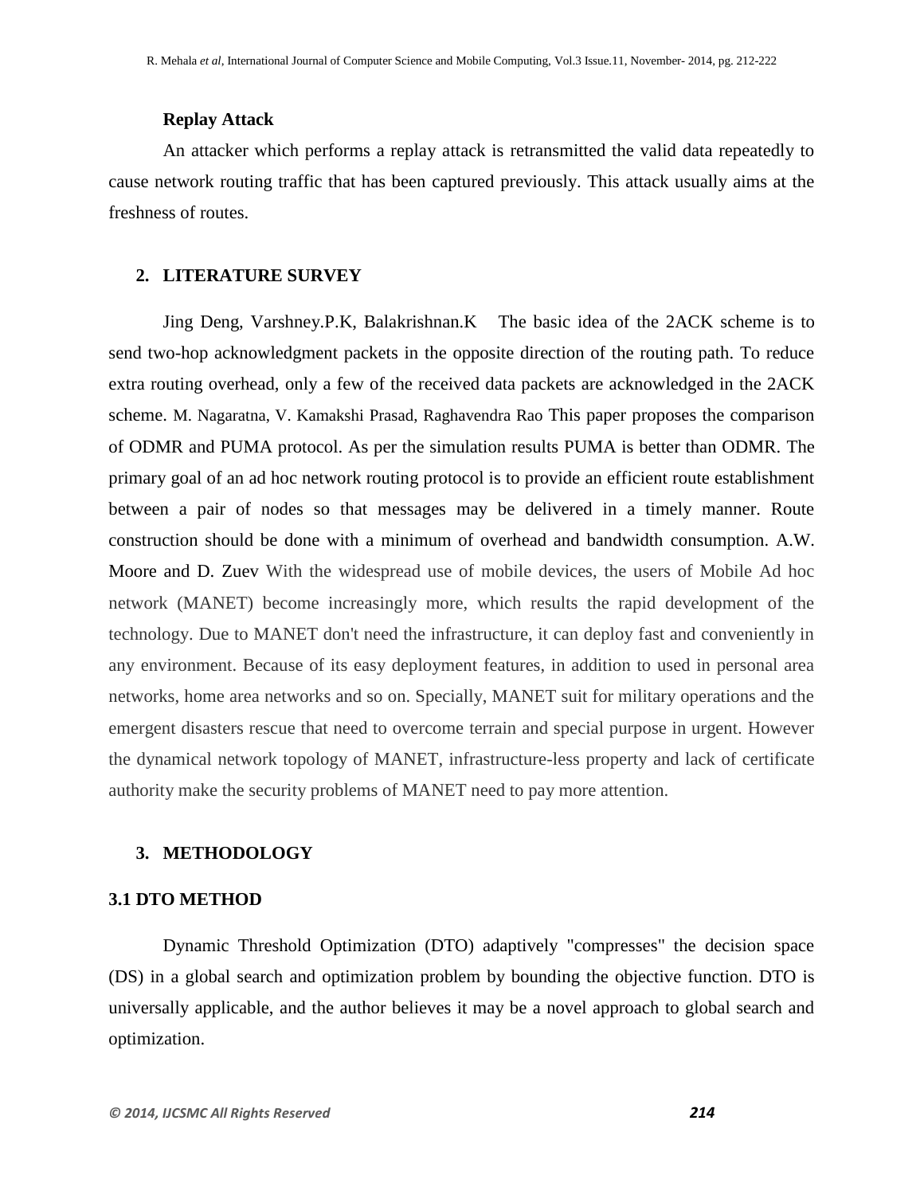**Replay Attack**

An attacker which performs a replay attack is retransmitted the valid data repeatedly to cause network routing traffic that has been captured previously. This attack usually aims at the freshness of routes.

## 2. LITERATURE SURVEY

Jing Deng, Varshney.P.K, Balakrishnan.K The basic idea of the 2ACK scheme is to send two-hop acknowledgment packets in the opposite direction of the routing path. To reduce extra routing overhead, only a few of the received data packets are acknowledged in the 2ACK scheme. M. Nagaratna, V. Kamakshi Prasad, Raghavendra Rao This paper proposes the comparison of ODMR and PUMA protocol. As per the simulation results PUMA is better than ODMR. The primary goal of an ad hoc network routing protocol is to provide an efficient route establishment between a pair of nodes so that messages may be delivered in a timely manner. Route construction should be done with a minimum of overhead and bandwidth consumption. A.W. Moore and D. Zuev With the widespread use of mobile devices, the users of Mobile Ad hoc network (MANET) become increasingly more, which results the rapid development of the technology. Due to MANET don't need the infrastructure, it can deploy fast and conveniently in any environment. Because of its easy deployment features, in addition to used in personal area networks, home area networks and so on. Specially, MANET suit for military operations and the emergent disasters rescue that need to overcome terrain and special purpose in urgent. However the dynamical network topology of MANET, infrastructure-less property and lack of certificate authority make the security problems of MANET need to pay more attention.

## 3. METHODOLOGY

### 3.1 DTO METHOD

Dynamic Threshold Optimization (DTO) adaptively "compresses" the decision space (DS) in a global search and optimization problem by bounding the objective function. DTO is universally applicable, and the author believes it may be a novel approach to global search and optimization.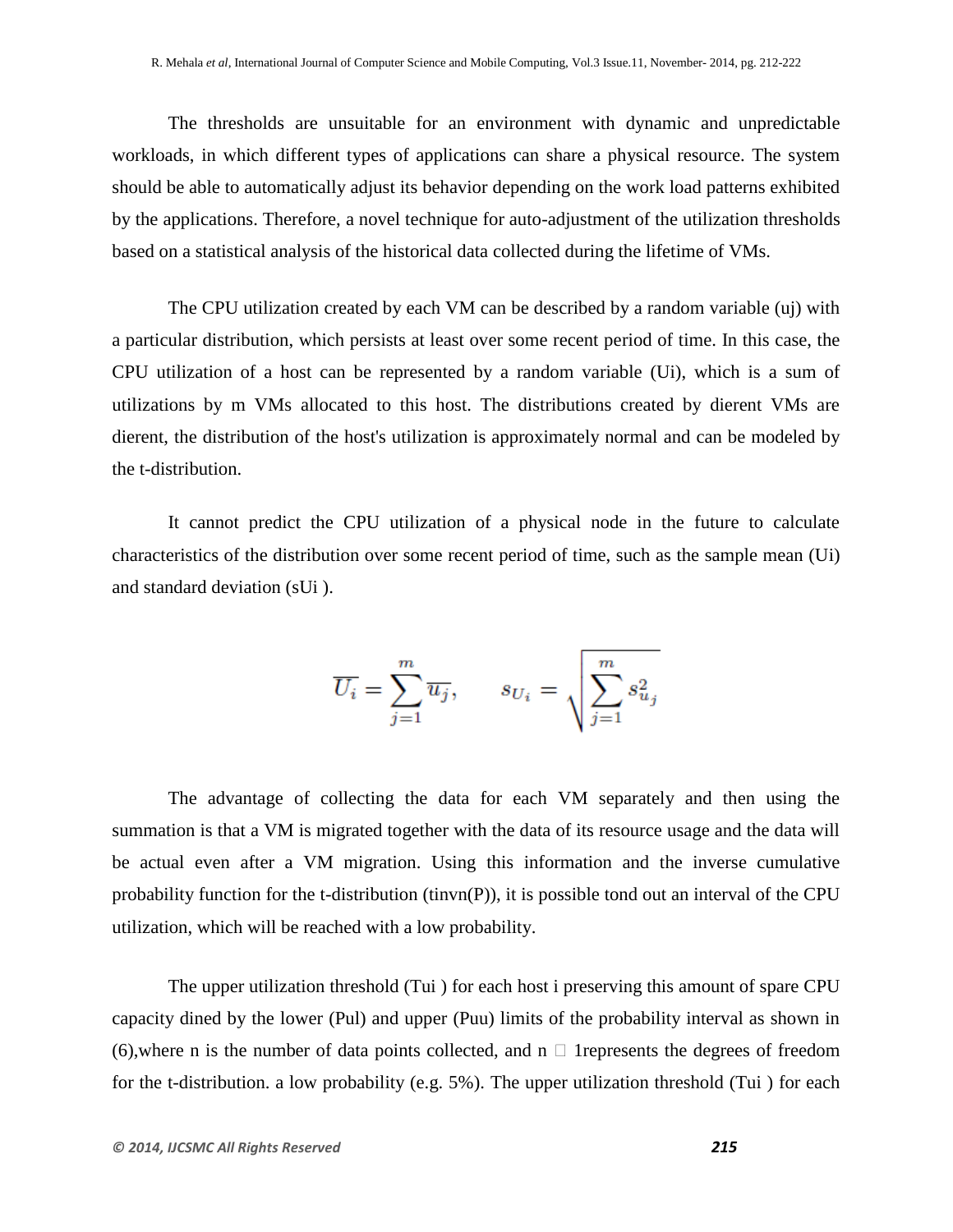The thresholds are unsuitable for an environment with dynamic and unpredictable workloads, in which different types of applications can share a physical resource. The system should be able to automatically adjust its behavior depending on the work load patterns exhibited by the applications. Therefore, a novel technique for auto-adjustment of the utilization thresholds based on a statistical analysis of the historical data collected during the lifetime of VMs.

The CPU utilization created by each VM can be described by a random variable (uj) with a particular distribution, which persists at least over some recent period of time. In this case, the CPU utilization of a host can be represented by a random variable (Ui), which is a sum of utilizations by m VMs allocated to this host. The distributions created by dierent VMs are dierent, the distribution of the host's utilization is approximately normal and can be modeled by the t-distribution.

It cannot predict the CPU utilization of a physical node in the future to calculate characteristics of the distribution over some recent period of time, such as the sample mean (Ui) and standard deviation (sUi ).

$$\overline{U_i} = \sum_{j=1}^{m} \overline{u_j}, \qquad s_{U_i} = \sqrt{\sum_{j=1}^{m} s_{u_j}^2}$$

The advantage of collecting the data for each VM separately and then using the summation is that a VM is migrated together with the data of its resource usage and the data will be actual even after a VM migration. Using this information and the inverse cumulative probability function for the t-distribution (tinvn(P)), it is possible tond out an interval of the CPU utilization, which will be reached with a low probability.

The upper utilization threshold (Tui ) for each host i preserving this amount of spare CPU capacity dined by the lower (Pul) and upper (Puu) limits of the probability interval as shown in (6),where n is the number of data points collected, and n □ 1represents the degrees of freedom for the t-distribution. a low probability (e.g. 5%). The upper utilization threshold (Tui ) for each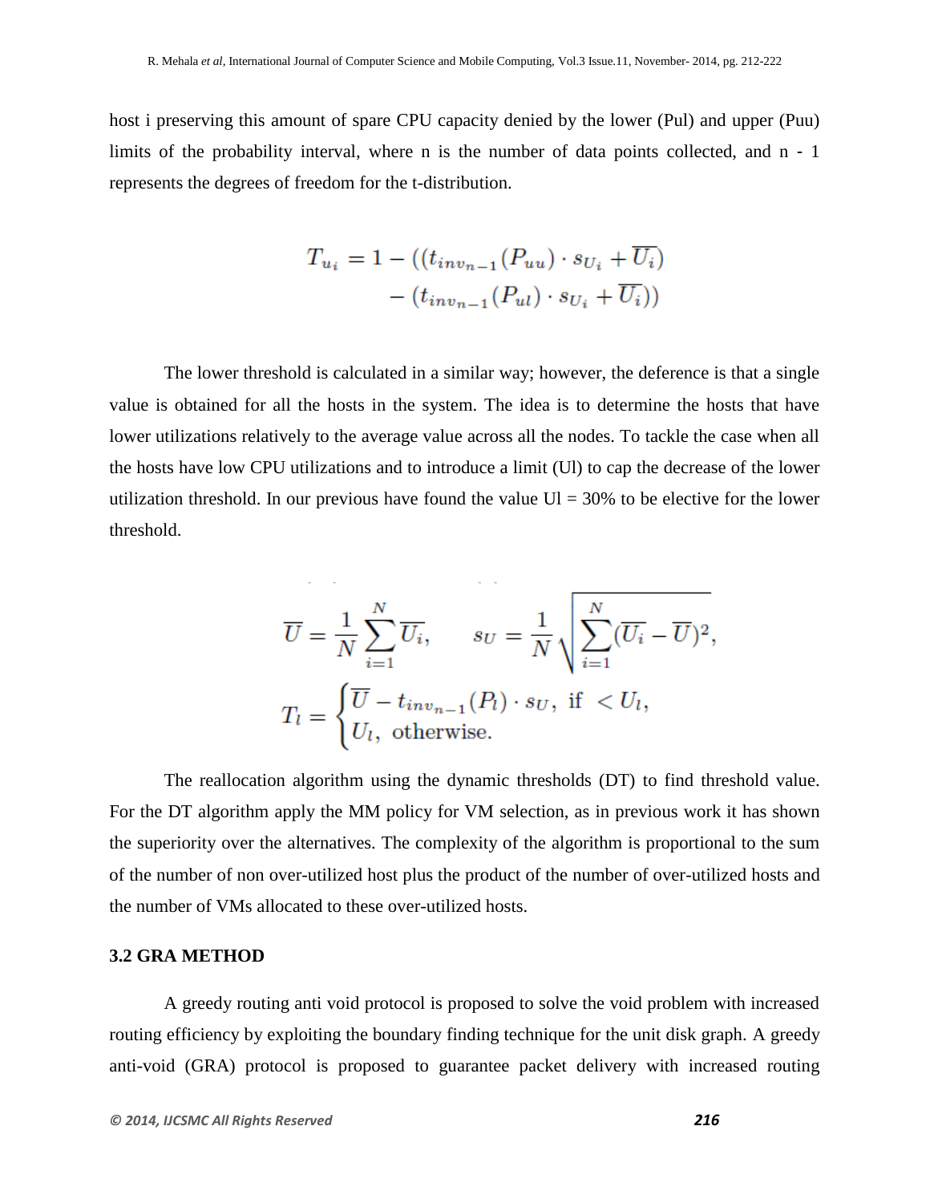host i preserving this amount of spare CPU capacity denied by the lower (Pul) and upper (Puu) limits of the probability interval, where n is the number of data points collected, and n - 1 represents the degrees of freedom for the t-distribution.

$$T_{u_i} = 1 - ((t_{inv_{n-1}}(P_{uu}) \cdot s_{U_i} + \overline{U_i}) - (t_{inv_{n-1}}(P_{ul}) \cdot s_{U_i} + \overline{U_i}))$$

The lower threshold is calculated in a similar way; however, the deference is that a single value is obtained for all the hosts in the system. The idea is to determine the hosts that have lower utilizations relatively to the average value across all the nodes. To tackle the case when all the hosts have low CPU utilizations and to introduce a limit (Ul) to cap the decrease of the lower utilization threshold. In our previous have found the value Ul = 30% to be elective for the lower threshold.

$$\overline{U} = \frac{1}{N}\sum_{i=1}^{N}\overline{U_i}, \qquad s_U = \frac{1}{N}\sqrt{\sum_{i=1}^{N}(\overline{U_i} - \overline{U})^2},$$

$$T_l = \begin{cases} \overline{U} - t_{inv_{n-1}}(P_l) \cdot s_U, & \text{if } < U_l, \\ U_l, & \text{otherwise.} \end{cases}$$

The reallocation algorithm using the dynamic thresholds (DT) to find threshold value. For the DT algorithm apply the MM policy for VM selection, as in previous work it has shown the superiority over the alternatives. The complexity of the algorithm is proportional to the sum of the number of non over-utilized host plus the product of the number of over-utilized hosts and the number of VMs allocated to these over-utilized hosts.

### 3.2 GRA METHOD

A greedy routing anti void protocol is proposed to solve the void problem with increased routing efficiency by exploiting the boundary finding technique for the unit disk graph. A greedy anti-void (GRA) protocol is proposed to guarantee packet delivery with increased routing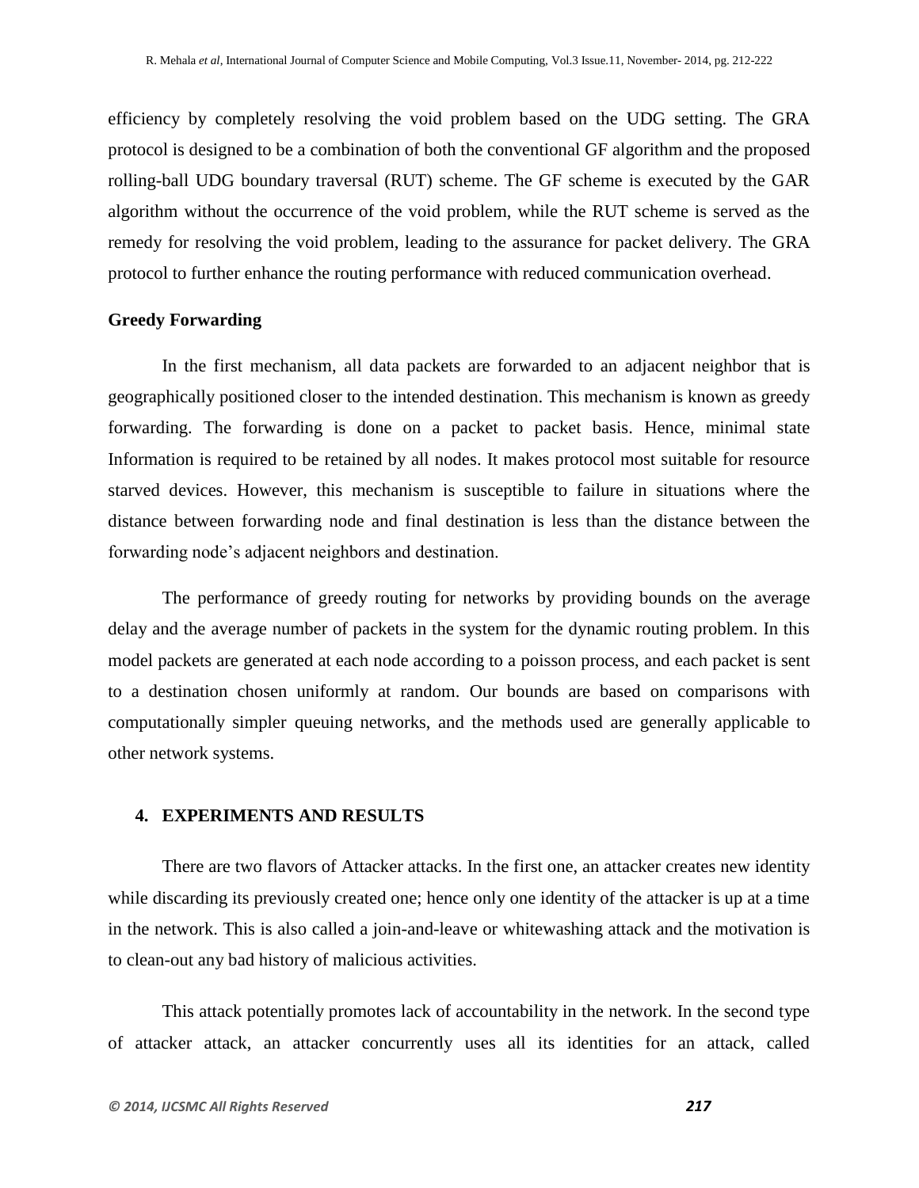efficiency by completely resolving the void problem based on the UDG setting. The GRA protocol is designed to be a combination of both the conventional GF algorithm and the proposed rolling-ball UDG boundary traversal (RUT) scheme. The GF scheme is executed by the GAR algorithm without the occurrence of the void problem, while the RUT scheme is served as the remedy for resolving the void problem, leading to the assurance for packet delivery. The GRA protocol to further enhance the routing performance with reduced communication overhead.

### Greedy Forwarding

In the first mechanism, all data packets are forwarded to an adjacent neighbor that is geographically positioned closer to the intended destination. This mechanism is known as greedy forwarding. The forwarding is done on a packet to packet basis. Hence, minimal state Information is required to be retained by all nodes. It makes protocol most suitable for resource starved devices. However, this mechanism is susceptible to failure in situations where the distance between forwarding node and final destination is less than the distance between the forwarding node's adjacent neighbors and destination.

The performance of greedy routing for networks by providing bounds on the average delay and the average number of packets in the system for the dynamic routing problem. In this model packets are generated at each node according to a poisson process, and each packet is sent to a destination chosen uniformly at random. Our bounds are based on comparisons with computationally simpler queuing networks, and the methods used are generally applicable to other network systems.

## 4. EXPERIMENTS AND RESULTS

There are two flavors of Attacker attacks. In the first one, an attacker creates new identity while discarding its previously created one; hence only one identity of the attacker is up at a time in the network. This is also called a join-and-leave or whitewashing attack and the motivation is to clean-out any bad history of malicious activities.

This attack potentially promotes lack of accountability in the network. In the second type of attacker attack, an attacker concurrently uses all its identities for an attack, called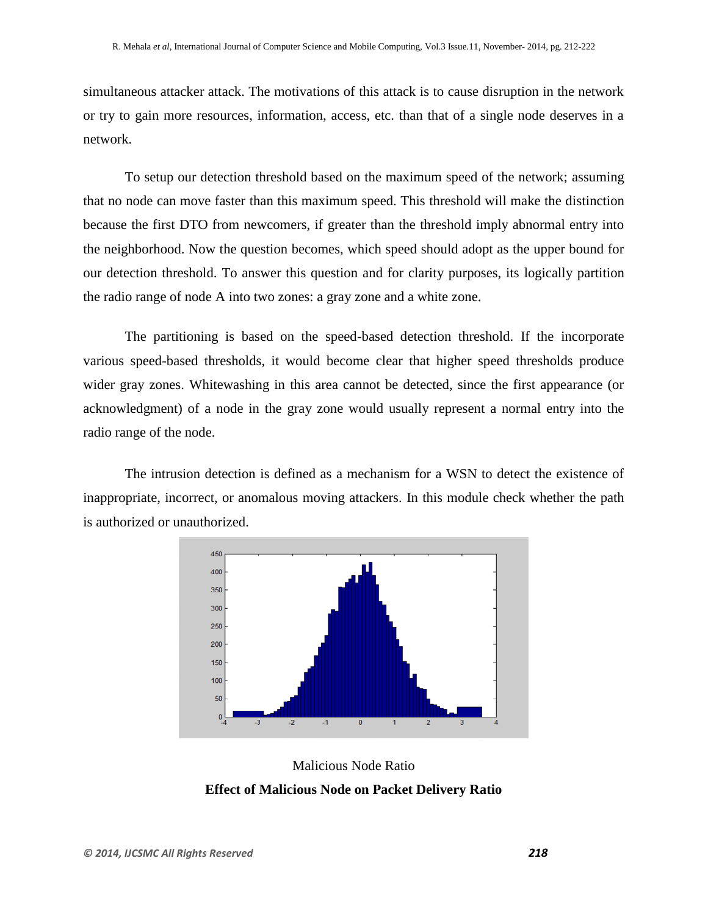simultaneous attacker attack. The motivations of this attack is to cause disruption in the network or try to gain more resources, information, access, etc. than that of a single node deserves in a network.

To setup our detection threshold based on the maximum speed of the network; assuming that no node can move faster than this maximum speed. This threshold will make the distinction because the first DTO from newcomers, if greater than the threshold imply abnormal entry into the neighborhood. Now the question becomes, which speed should adopt as the upper bound for our detection threshold. To answer this question and for clarity purposes, its logically partition the radio range of node A into two zones: a gray zone and a white zone.

The partitioning is based on the speed-based detection threshold. If the incorporate various speed-based thresholds, it would become clear that higher speed thresholds produce wider gray zones. Whitewashing in this area cannot be detected, since the first appearance (or acknowledgment) of a node in the gray zone would usually represent a normal entry into the radio range of the node.

The intrusion detection is defined as a mechanism for a WSN to detect the existence of inappropriate, incorrect, or anomalous moving attackers. In this module check whether the path is authorized or unauthorized.

Malicious Node Ratio

**Effect of Malicious Node on Packet Delivery Ratio**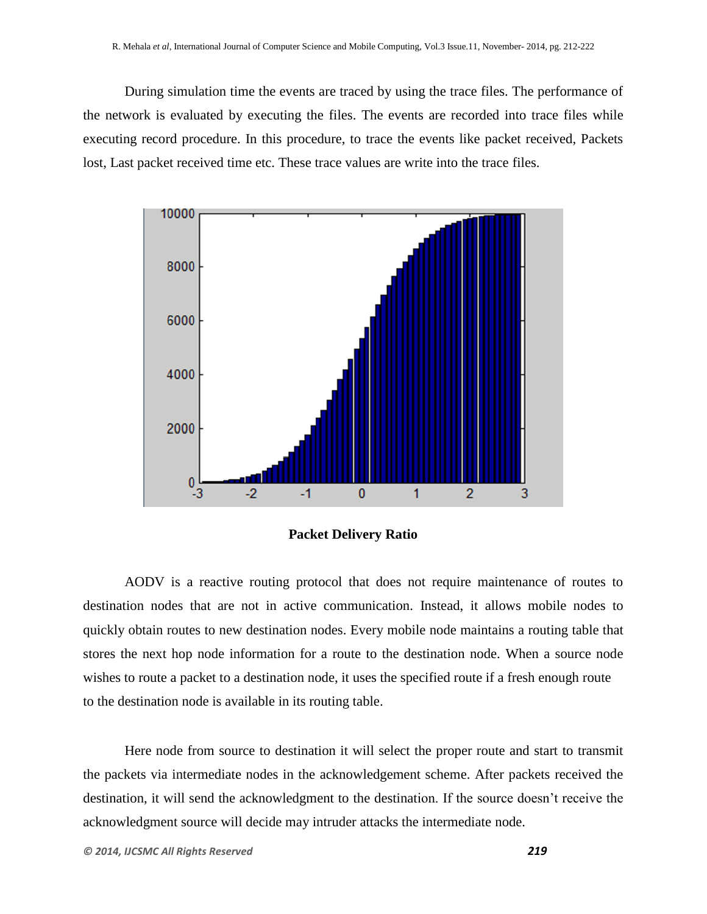During simulation time the events are traced by using the trace files. The performance of the network is evaluated by executing the files. The events are recorded into trace files while executing record procedure. In this procedure, to trace the events like packet received, Packets lost, Last packet received time etc. These trace values are write into the trace files.

**Packet Delivery Ratio**

AODV is a reactive routing protocol that does not require maintenance of routes to destination nodes that are not in active communication. Instead, it allows mobile nodes to quickly obtain routes to new destination nodes. Every mobile node maintains a routing table that stores the next hop node information for a route to the destination node. When a source node wishes to route a packet to a destination node, it uses the specified route if a fresh enough route to the destination node is available in its routing table.

Here node from source to destination it will select the proper route and start to transmit the packets via intermediate nodes in the acknowledgement scheme. After packets received the destination, it will send the acknowledgment to the destination. If the source doesn't receive the acknowledgment source will decide may intruder attacks the intermediate node.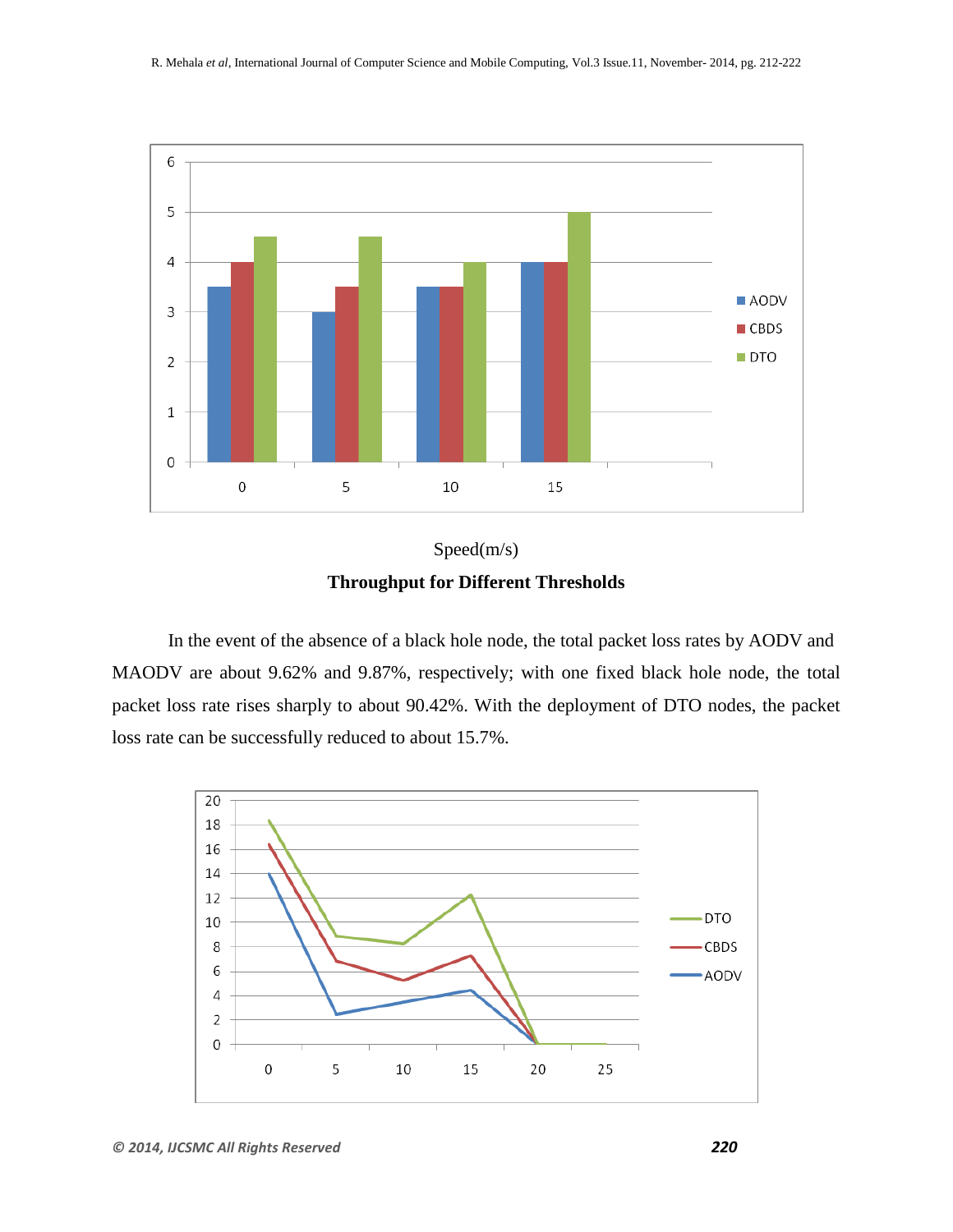Speed(m/s)

**Throughput for Different Thresholds**

In the event of the absence of a black hole node, the total packet loss rates by AODV and MAODV are about 9.62% and 9.87%, respectively; with one fixed black hole node, the total packet loss rate rises sharply to about 90.42%. With the deployment of DTO nodes, the packet loss rate can be successfully reduced to about 15.7%.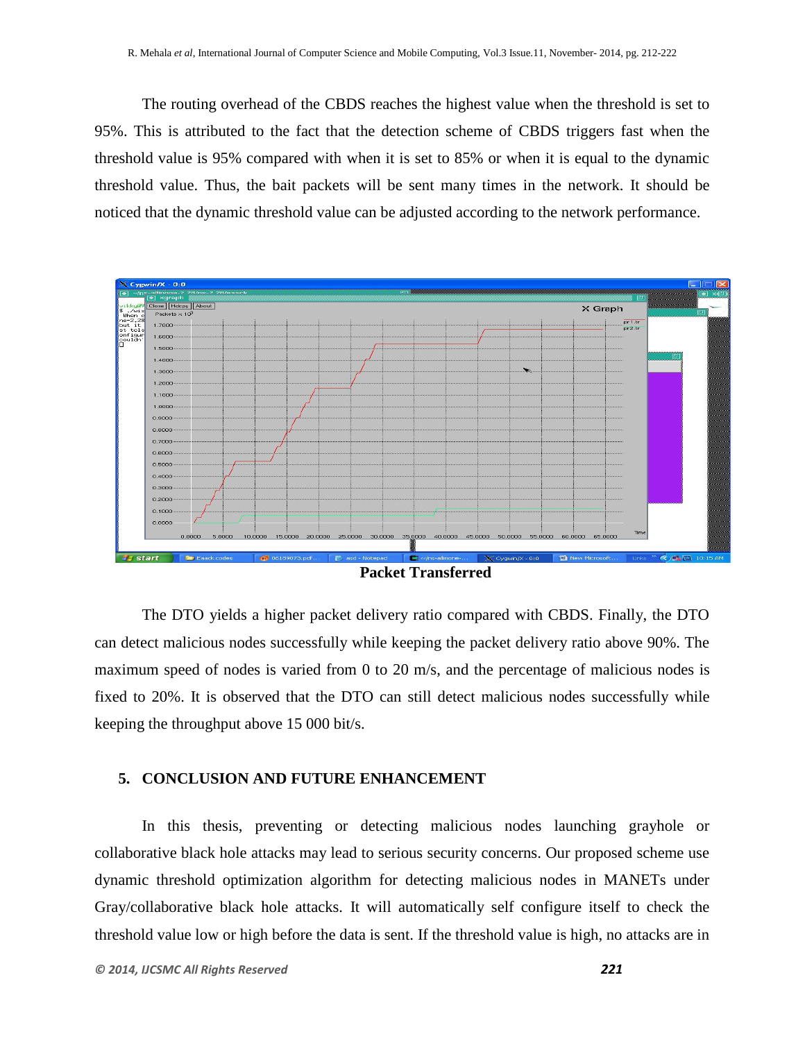The routing overhead of the CBDS reaches the highest value when the threshold is set to 95%. This is attributed to the fact that the detection scheme of CBDS triggers fast when the threshold value is 95% compared with when it is set to 85% or when it is equal to the dynamic threshold value. Thus, the bait packets will be sent many times in the network. It should be noticed that the dynamic threshold value can be adjusted according to the network performance.

**Packet Transferred**

The DTO yields a higher packet delivery ratio compared with CBDS. Finally, the DTO can detect malicious nodes successfully while keeping the packet delivery ratio above 90%. The maximum speed of nodes is varied from 0 to 20 m/s, and the percentage of malicious nodes is fixed to 20%. It is observed that the DTO can still detect malicious nodes successfully while keeping the throughput above 15 000 bit/s.

## 5. CONCLUSION AND FUTURE ENHANCEMENT

In this thesis, preventing or detecting malicious nodes launching grayhole or collaborative black hole attacks may lead to serious security concerns. Our proposed scheme use dynamic threshold optimization algorithm for detecting malicious nodes in MANETs under Gray/collaborative black hole attacks. It will automatically self configure itself to check the threshold value low or high before the data is sent. If the threshold value is high, no attacks are in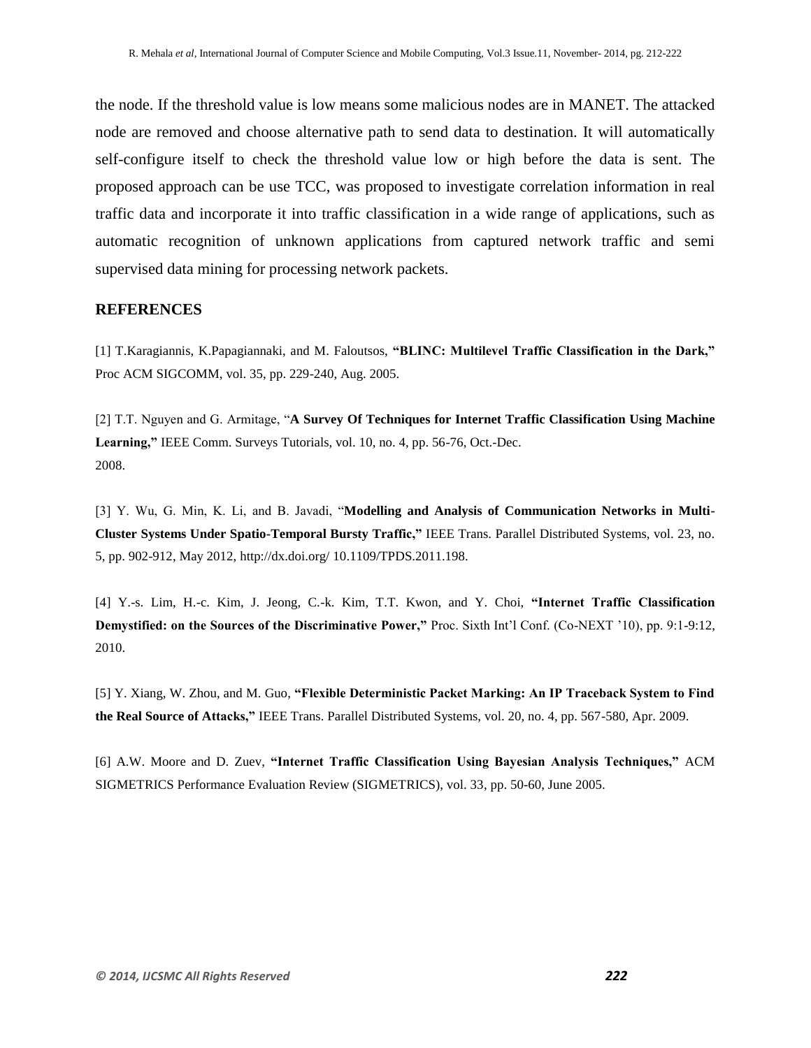the node. If the threshold value is low means some malicious nodes are in MANET. The attacked node are removed and choose alternative path to send data to destination. It will automatically self-configure itself to check the threshold value low or high before the data is sent. The proposed approach can be use TCC, was proposed to investigate correlation information in real traffic data and incorporate it into traffic classification in a wide range of applications, such as automatic recognition of unknown applications from captured network traffic and semi supervised data mining for processing network packets.

## REFERENCES

[1] T.Karagiannis, K.Papagiannaki, and M. Faloutsos, **"BLINC: Multilevel Traffic Classification in the Dark,"** Proc ACM SIGCOMM, vol. 35, pp. 229-240, Aug. 2005.

[2] T.T. Nguyen and G. Armitage, "**A Survey Of Techniques for Internet Traffic Classification Using Machine Learning,"** IEEE Comm. Surveys Tutorials, vol. 10, no. 4, pp. 56-76, Oct.-Dec. 2008.

[3] Y. Wu, G. Min, K. Li, and B. Javadi, "**Modelling and Analysis of Communication Networks in Multi-Cluster Systems Under Spatio-Temporal Bursty Traffic,"** IEEE Trans. Parallel Distributed Systems, vol. 23, no. 5, pp. 902-912, May 2012, http://dx.doi.org/ 10.1109/TPDS.2011.198.

[4] Y.-s. Lim, H.-c. Kim, J. Jeong, C.-k. Kim, T.T. Kwon, and Y. Choi, **"Internet Traffic Classification Demystified: on the Sources of the Discriminative Power,"** Proc. Sixth Int'l Conf. (Co-NEXT '10), pp. 9:1-9:12, 2010.

[5] Y. Xiang, W. Zhou, and M. Guo, **"Flexible Deterministic Packet Marking: An IP Traceback System to Find the Real Source of Attacks,"** IEEE Trans. Parallel Distributed Systems, vol. 20, no. 4, pp. 567-580, Apr. 2009.

[6] A.W. Moore and D. Zuev, **"Internet Traffic Classification Using Bayesian Analysis Techniques,"** ACM SIGMETRICS Performance Evaluation Review (SIGMETRICS), vol. 33, pp. 50-60, June 2005.